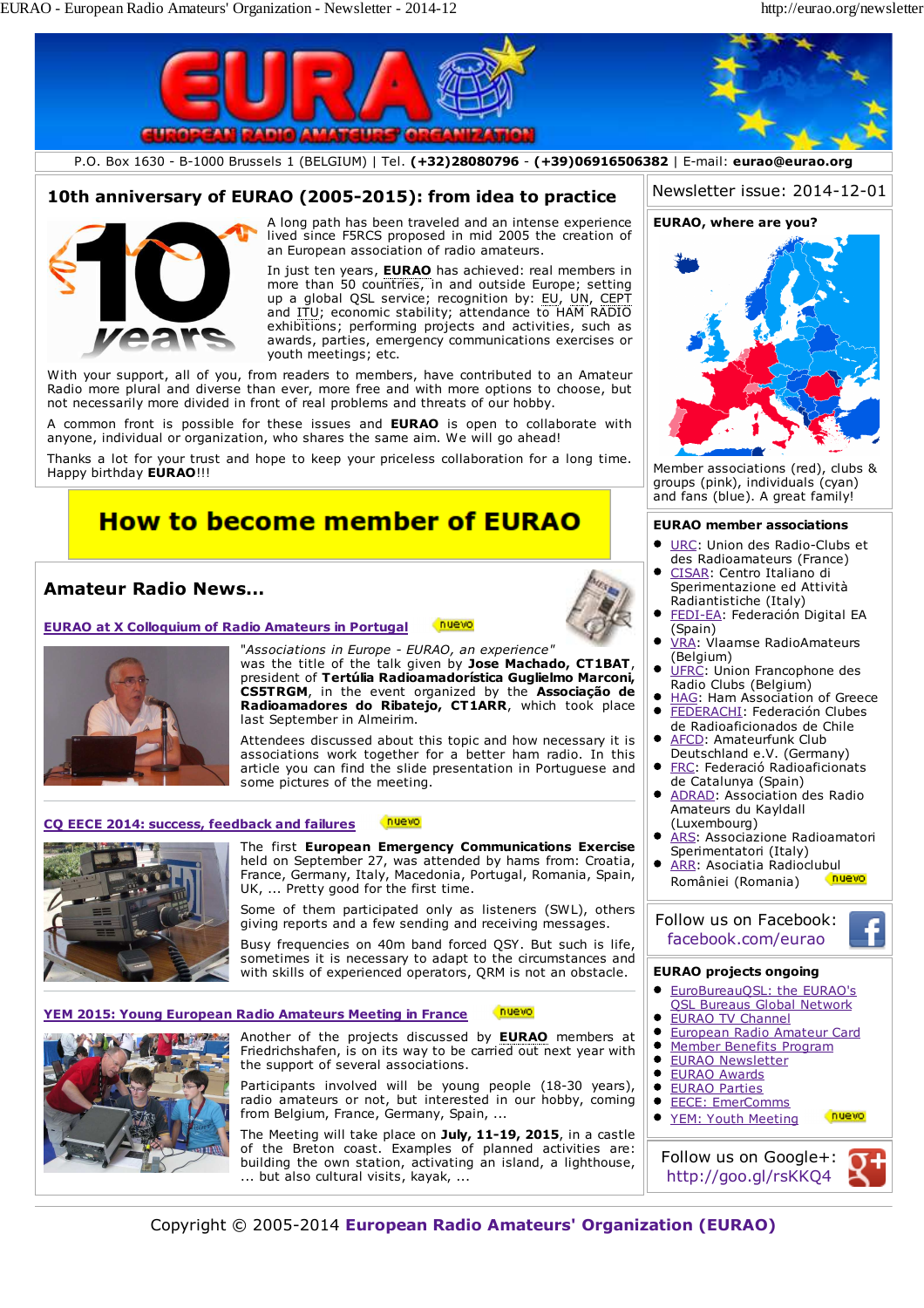# EURAO - European Radio Amateurs' Organization

P.O. Box 1630 - B-1000 Brussels 1 (BELGIUM) | Tel. **(+32)28080796** - **(+39)06916506382** | E-mail: **eurao@eurao.org**

## 10th anniversary of EURAO (2005-2015): from idea to practice

A long path has been traveled and an intense experience lived since F5RCS proposed in mid 2005 the creation of an European association of radio amateurs.

In just ten years, **EURAO** has achieved: real members in more than 50 countries, in and outside Europe; setting up a global QSL service; recognition by: EU, UN, CEPT and ITU; economic stability; attendance to HAM RADIO exhibitions; performing projects and activities, such as awards, parties, emergency communications exercises or youth meetings; etc.

With your support, all of you, from readers to members, have contributed to an Amateur Radio more plural and diverse than ever, more free and with more options to choose, but not necessarily more divided in front of real problems and threats of our hobby.

A common front is possible for these issues and **EURAO** is open to collaborate with anyone, individual or organization, who shares the same aim. We will go ahead!

Thanks a lot for your trust and hope to keep your priceless collaboration for a long time. Happy birthday **EURAO**!!!

## How to become member of EURAO

## Amateur Radio News...

### EURAO at X Colloquium of Radio Amateurs in Portugal (nuevo)

"*Associations in Europe - EURAO, an experience*" was the title of the talk given by **Jose Machado, CT1BAT**, president of **Tertúlia Radioamadorística Guglielmo Marconi, CS5TRGM**, in the event organized by the **Associação de Radioamadores do Ribatejo, CT1ARR**, which took place last September in Almeirim.

Attendees discussed about this topic and how necessary it is associations work together for a better ham radio. In this article you can find the slide presentation in Portuguese and some pictures of the meeting.

### CQ EECE 2014: success, feedback and failures (nuevo)

The first **European Emergency Communications Exercise** held on September 27, was attended by hams from: Croatia, France, Germany, Italy, Macedonia, Portugal, Romania, Spain, UK, ... Pretty good for the first time.

Some of them participated only as listeners (SWL), others giving reports and a few sending and receiving messages.

Busy frequencies on 40m band forced QSY. But such is life, sometimes it is necessary to adapt to the circumstances and with skills of experienced operators, QRM is not an obstacle.

### YEM 2015: Young European Radio Amateurs Meeting in France (nuevo)

Another of the projects discussed by **EURAO** members at Friedrichshafen, is on its way to be carried out next year with the support of several associations.

Participants involved will be young people (18-30 years), radio amateurs or not, but interested in our hobby, coming from Belgium, France, Germany, Spain, ...

The Meeting will take place on **July, 11-19, 2015**, in a castle of the Breton coast. Examples of planned activities are: building the own station, activating an island, a lighthouse, ... but also cultural visits, kayak, ...

---

Newsletter issue: 2014-12-01

### EURAO, where are you?

Member associations (red), clubs & groups (pink), individuals (cyan) and fans (blue). A great family!

### EURAO member associations

- URC: Union des Radio-Clubs et des Radioamateurs (France)
- CISAR: Centro Italiano di Sperimentazione ed Attività Radiantistiche (Italy)
- FEDI-EA: Federación Digital EA (Spain)
- VRA: Vlaamse RadioAmateurs (Belgium)
- UFRC: Union Francophone des Radio Clubs (Belgium)
- HAG: Ham Association of Greece
- FEDERACHI: Federación Clubes de Radioaficionados de Chile
- AFCD: Amateurfunk Club Deutschland e.V. (Germany)
- FRC: Federació Radioaficionats de Catalunya (Spain)
- ADRAD: Association des Radio Amateurs du Kayldall (Luxembourg)
- ARS: Associazione Radioamatori Sperimentatori (Italy)
- ARR: Asociatia Radioclubul României (Romania) (nuevo)

Follow us on Facebook: facebook.com/eurao

### EURAO projects ongoing

- EuroBureauQSL: the EURAO's QSL Bureaus Global Network
- EURAO TV Channel
- European Radio Amateur Card
- Member Benefits Program
- EURAO Newsletter
- EURAO Awards
- EURAO Parties
- EECE: EmerComms
- YEM: Youth Meeting (nuevo)

Follow us on Google+: http://goo.gl/rsKKQ4

Copyright © 2005-2014 **European Radio Amateurs' Organization (EURAO)**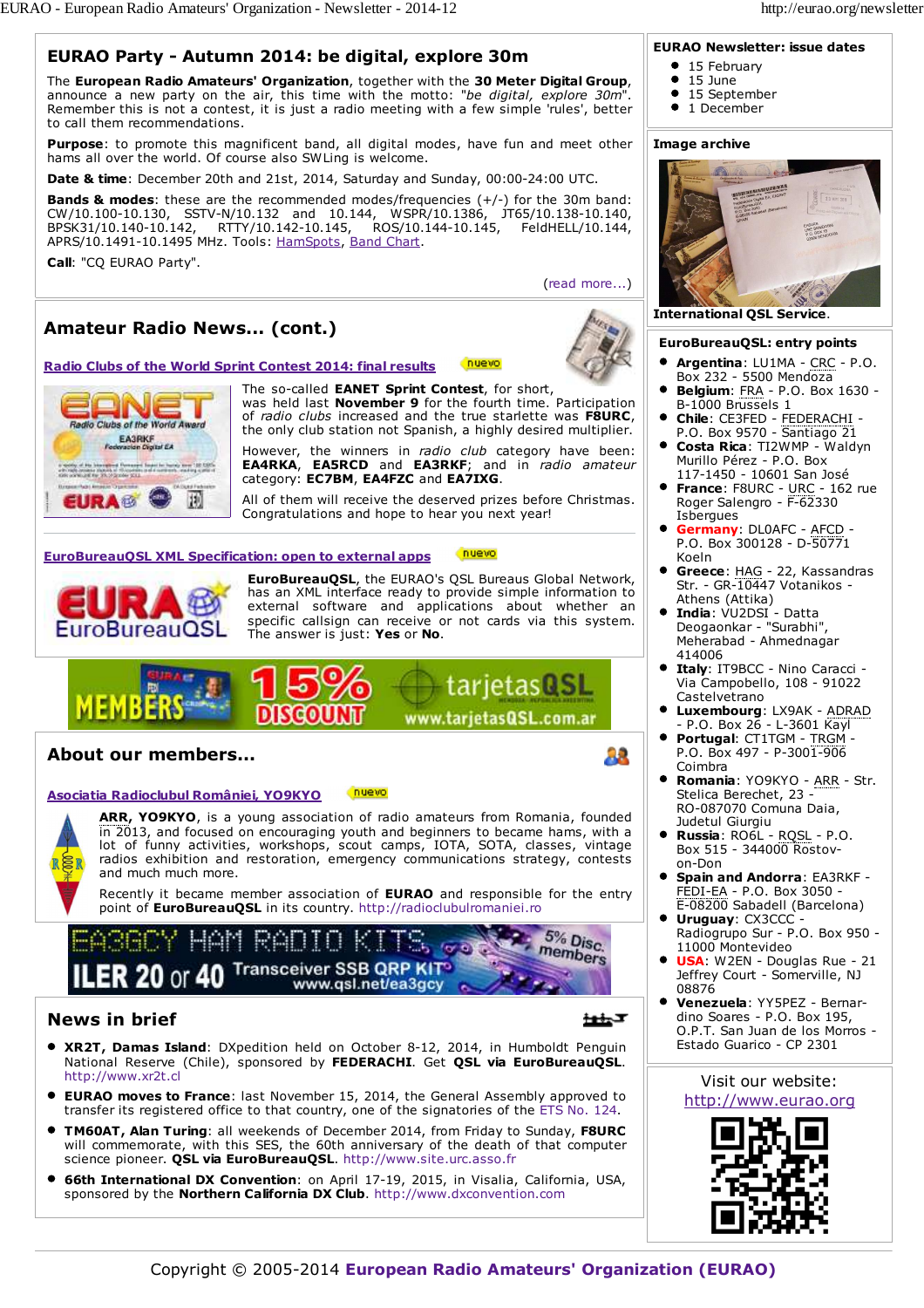## EURAO Party - Autumn 2014: be digital, explore 30m

The **European Radio Amateurs' Organization**, together with the **30 Meter Digital Group**, announce a new party on the air, this time with the motto: "*be digital, explore 30m*". Remember this is not a contest, it is just a radio meeting with a few simple 'rules', better to call them recommendations.

**Purpose**: to promote this magnificent band, all digital modes, have fun and meet other hams all over the world. Of course also SWLing is welcome.

**Date & time**: December 20th and 21st, 2014, Saturday and Sunday, 00:00-24:00 UTC.

**Bands & modes**: these are the recommended modes/frequencies (+/-) for the 30m band: CW/10.100-10.130, SSTV-N/10.132 and 10.144, WSPR/10.1386, JT65/10.138-10.140, BPSK31/10.140-10.142, RTTY/10.142-10.145, ROS/10.144-10.145, FeldHELL/10.144, APRS/10.1491-10.1495 MHz. Tools: HamSpots, Band Chart.

**Call**: "CQ EURAO Party".

(read more...)

## Amateur Radio News... (cont.)

### Radio Clubs of the World Sprint Contest 2014: final results (nuevo)

The so-called **EANET Sprint Contest**, for short, was held last **November 9** for the fourth time. Participation of *radio clubs* increased and the true starlette was **F8URC**, the only club station not Spanish, a highly desired multiplier.

However, the winners in *radio club* category have been: **EA4RKA**, **EA5RCD** and **EA3RKF**; and in *radio amateur* category: **EC7BM**, **EA4FZC** and **EA7IXG**.

All of them will receive the deserved prizes before Christmas. Congratulations and hope to hear you next year!

### EuroBureauQSL XML Specification: open to external apps (nuevo)

**EuroBureauQSL**, the EURAO's QSL Bureaus Global Network, has an XML interface ready to provide simple information to external software and applications about whether an specific callsign can receive or not cards via this system. The answer is just: **Yes** or **No**.

## About our members...

### Asociatia Radioclubul României, YO9KYO (nuevo)

**ARR, YO9KYO**, is a young association of radio amateurs from Romania, founded in 2013, and focused on encouraging youth and beginners to became hams, with a lot of funny activities, workshops, scout camps, IOTA, SOTA, classes, vintage radios exhibition and restoration, emergency communications strategy, contests and much much more.

Recently it became member association of **EURAO** and responsible for the entry point of **EuroBureauQSL** in its country. http://radioclubulromaniei.ro

## News in brief

- **XR2T, Damas Island**: DXpedition held on October 8-12, 2014, in Humboldt Penguin National Reserve (Chile), sponsored by **FEDERACHI**. Get **QSL via EuroBureauQSL**. http://www.xr2t.cl
- **EURAO moves to France**: last November 15, 2014, the General Assembly approved to transfer its registered office to that country, one of the signatories of the ETS No. 124.
- **TM60AT, Alan Turing**: all weekends of December 2014, from Friday to Sunday, **F8URC** will commemorate, with this SES, the 60th anniversary of the death of that computer science pioneer. **QSL via EuroBureauQSL**. http://www.site.urc.asso.fr
- **66th International DX Convention**: on April 17-19, 2015, in Visalia, California, USA, sponsored by the **Northern California DX Club**. http://www.dxconvention.com

## EURAO Newsletter: issue dates

- 15 February
- 15 June
- 15 September
- 1 December

## Image archive

International QSL Service.

## EuroBureauQSL: entry points

- **Argentina**: LU1MA - CRC - P.O. Box 232 - 5500 Mendoza
- **Belgium**: FRA - P.O. Box 1630 - B-1000 Brussels 1
- **Chile**: CE3FED - FEDERACHI - P.O. Box 9570 - Santiago 21
- **Costa Rica**: TI2WMP - Waldyn Murillo Pérez - P.O. Box 117-1450 - 10601 San José
- **France**: F8URC - URC - 162 rue Roger Salengro - F-62330 Isbergues
- **Germany**: DL0AFC - AFCD - P.O. Box 300128 - D-50771 Koeln
- **Greece**: HAG - 22, Kassandras Str. - GR-10447 Votanikos - Athens (Attika)
- **India**: VU2DSI - Datta Deogaonkar - "Surabhi", Meherabad - Ahmednagar 414006
- **Italy**: IT9BCC - Nino Caracci - Via Campobello, 108 - 91022 Castelvetrano
- **Luxembourg**: LX9AK - ADRAD - P.O. Box 26 - L-3601 Kayl
- **Portugal**: CT1TGM - TRGM - P.O. Box 497 - P-3001-906 Coimbra
- **Romania**: YO9KYO - ARR - Str. Stelica Berechet, 23 - RO-087070 Comuna Daia, Judetul Giurgiu
- **Russia**: RO6L - RQSL - P.O. Box 515 - 344000 Rostov-on-Don
- **Spain and Andorra**: EA3RKF - FEDI-EA - P.O. Box 3050 - E-08200 Sabadell (Barcelona)
- **Uruguay**: CX3CCC - Radiogrupo Sur - P.O. Box 950 - 11000 Montevideo
- **USA**: W2EN - Douglas Rue - 21 Jeffrey Court - Somerville, NJ 08876
- **Venezuela**: YY5PEZ - Bernardino Soares - P.O. Box 195, O.P.T. San Juan de los Morros - Estado Guarico - CP 2301

Visit our website: http://www.eurao.org

Copyright © 2005-2014 **European Radio Amateurs' Organization (EURAO)**